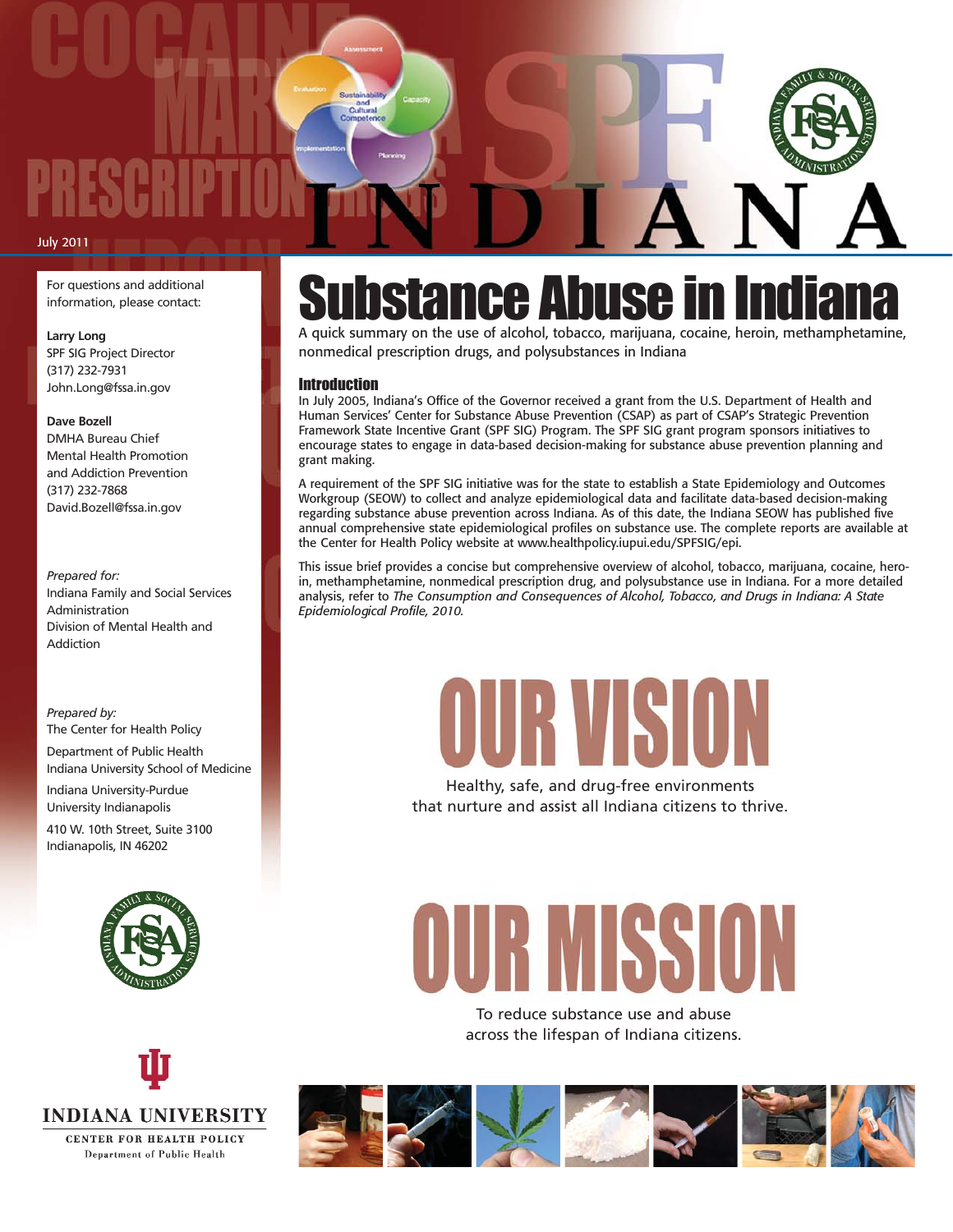July 2011

# Substance Abuse in Indiana

A quick summary on the use of alcohol, tobacco, marijuana, cocaine, heroin, methamphetamine, nonmedical prescription drugs, and polysubstances in Indiana

## Introduction

In July 2005, Indiana's Office of the Governor received a grant from the U.S. Department of Health and Human Services' Center for Substance Abuse Prevention (CSAP) as part of CSAP's Strategic Prevention Framework State Incentive Grant (SPF SIG) Program. The SPF SIG grant program sponsors initiatives to encourage states to engage in data-based decision-making for substance abuse prevention planning and grant making.

A requirement of the SPF SIG initiative was for the state to establish a State Epidemiology and Outcomes Workgroup (SEOW) to collect and analyze epidemiological data and facilitate data-based decision-making regarding substance abuse prevention across Indiana. As of this date, the Indiana SEOW has published five annual comprehensive state epidemiological profiles on substance use. The complete reports are available at the Center for Health Policy website at www.healthpolicy.iupui.edu/SPFSIG/epi.

This issue brief provides a concise but comprehensive overview of alcohol, tobacco, marijuana, cocaine, heroin, methamphetamine, nonmedical prescription drug, and polysubstance use in Indiana. For a more detailed analysis, refer to *The Consumption and Consequences of Alcohol, Tobacco, and Drugs in Indiana: A State Epidemiological Profile, 2010.*

## OUR VISION

Healthy, safe, and drug-free environments that nurture and assist all Indiana citizens to thrive.

## OUR MISSION

To reduce substance use and abuse across the lifespan of Indiana citizens.

---

For questions and additional information, please contact:

**Larry Long**
SPF SIG Project Director
(317) 232-7931
John.Long@fssa.in.gov

**Dave Bozell**
DMHA Bureau Chief
Mental Health Promotion and Addiction Prevention
(317) 232-7868
David.Bozell@fssa.in.gov

*Prepared for:*
Indiana Family and Social Services Administration
Division of Mental Health and Addiction

*Prepared by:*
The Center for Health Policy
Department of Public Health
Indiana University School of Medicine
Indiana University-Purdue University Indianapolis
410 W. 10th Street, Suite 3100
Indianapolis, IN 46202

INDIANA UNIVERSITY
CENTER FOR HEALTH POLICY
Department of Public Health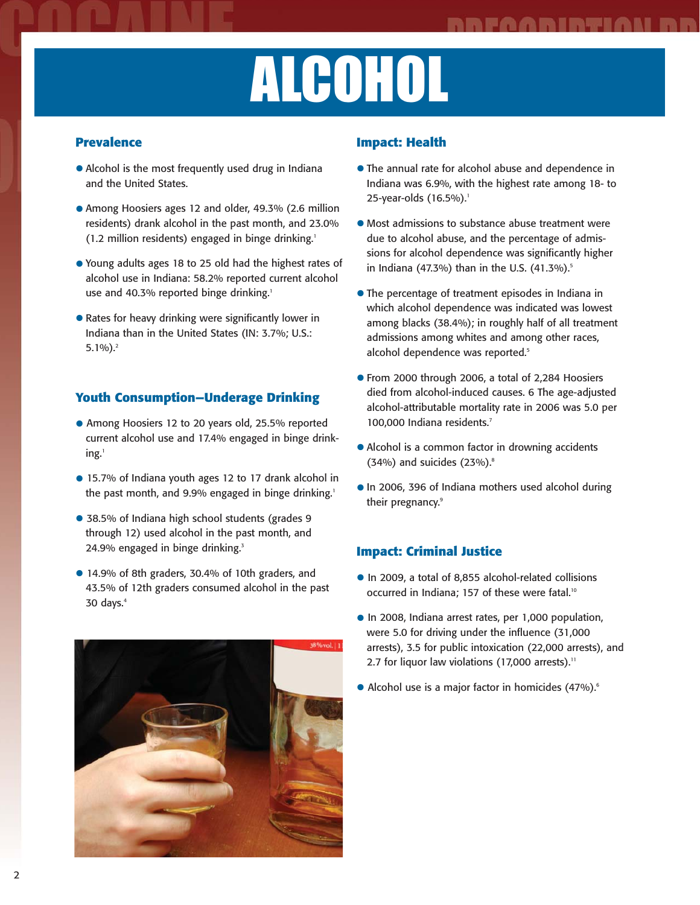# ALCOHOL

## Prevalence

- Alcohol is the most frequently used drug in Indiana and the United States.
- Among Hoosiers ages 12 and older, 49.3% (2.6 million residents) drank alcohol in the past month, and 23.0% (1.2 million residents) engaged in binge drinking.[1]
- Young adults ages 18 to 25 old had the highest rates of alcohol use in Indiana: 58.2% reported current alcohol use and 40.3% reported binge drinking.[1]
- Rates for heavy drinking were significantly lower in Indiana than in the United States (IN: 3.7%; U.S.: 5.1%).[2]

## Youth Consumption—Underage Drinking

- Among Hoosiers 12 to 20 years old, 25.5% reported current alcohol use and 17.4% engaged in binge drinking.[1]
- 15.7% of Indiana youth ages 12 to 17 drank alcohol in the past month, and 9.9% engaged in binge drinking.[1]
- 38.5% of Indiana high school students (grades 9 through 12) used alcohol in the past month, and 24.9% engaged in binge drinking.[3]
- 14.9% of 8th graders, 30.4% of 10th graders, and 43.5% of 12th graders consumed alcohol in the past 30 days.[4]

## Impact: Health

- The annual rate for alcohol abuse and dependence in Indiana was 6.9%, with the highest rate among 18- to 25-year-olds (16.5%).[1]
- Most admissions to substance abuse treatment were due to alcohol abuse, and the percentage of admissions for alcohol dependence was significantly higher in Indiana (47.3%) than in the U.S. (41.3%).[5]
- The percentage of treatment episodes in Indiana in which alcohol dependence was indicated was lowest among blacks (38.4%); in roughly half of all treatment admissions among whites and among other races, alcohol dependence was reported.[5]
- From 2000 through 2006, a total of 2,284 Hoosiers died from alcohol-induced causes. 6 The age-adjusted alcohol-attributable mortality rate in 2006 was 5.0 per 100,000 Indiana residents.[7]
- Alcohol is a common factor in drowning accidents (34%) and suicides (23%).[8]
- In 2006, 396 of Indiana mothers used alcohol during their pregnancy.[9]

## Impact: Criminal Justice

- In 2009, a total of 8,855 alcohol-related collisions occurred in Indiana; 157 of these were fatal.[10]
- In 2008, Indiana arrest rates, per 1,000 population, were 5.0 for driving under the influence (31,000 arrests), 3.5 for public intoxication (22,000 arrests), and 2.7 for liquor law violations (17,000 arrests).[11]
- Alcohol use is a major factor in homicides (47%).[6]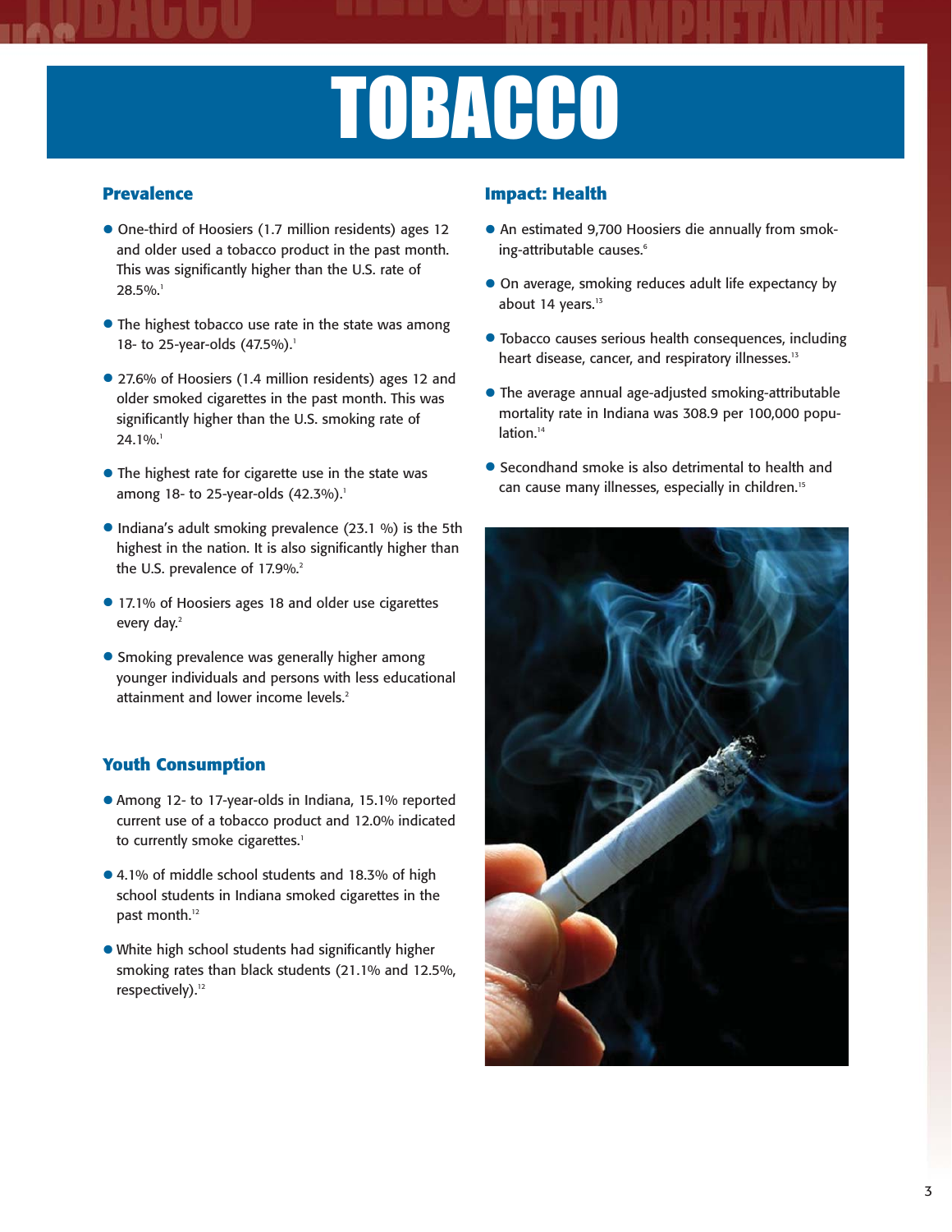# TOBACCO

## Prevalence

- One-third of Hoosiers (1.7 million residents) ages 12 and older used a tobacco product in the past month. This was significantly higher than the U.S. rate of 28.5%.[1]
- The highest tobacco use rate in the state was among 18- to 25-year-olds (47.5%).[1]
- 27.6% of Hoosiers (1.4 million residents) ages 12 and older smoked cigarettes in the past month. This was significantly higher than the U.S. smoking rate of 24.1%.[1]
- The highest rate for cigarette use in the state was among 18- to 25-year-olds (42.3%).[1]
- Indiana's adult smoking prevalence (23.1 %) is the 5th highest in the nation. It is also significantly higher than the U.S. prevalence of 17.9%.[2]
- 17.1% of Hoosiers ages 18 and older use cigarettes every day.[2]
- Smoking prevalence was generally higher among younger individuals and persons with less educational attainment and lower income levels.[2]

## Youth Consumption

- Among 12- to 17-year-olds in Indiana, 15.1% reported current use of a tobacco product and 12.0% indicated to currently smoke cigarettes.[1]
- 4.1% of middle school students and 18.3% of high school students in Indiana smoked cigarettes in the past month.[12]
- White high school students had significantly higher smoking rates than black students (21.1% and 12.5%, respectively).[12]

## Impact: Health

- An estimated 9,700 Hoosiers die annually from smoking-attributable causes.[6]
- On average, smoking reduces adult life expectancy by about 14 years.[13]
- Tobacco causes serious health consequences, including heart disease, cancer, and respiratory illnesses.[13]
- The average annual age-adjusted smoking-attributable mortality rate in Indiana was 308.9 per 100,000 population.[14]
- Secondhand smoke is also detrimental to health and can cause many illnesses, especially in children.[15]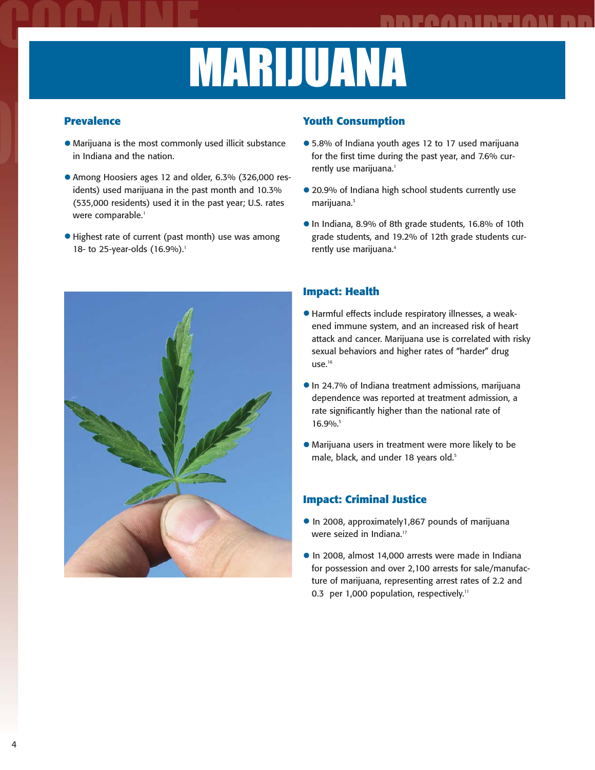# MARIJUANA

## Prevalence

- Marijuana is the most commonly used illicit substance in Indiana and the nation.
- Among Hoosiers ages 12 and older, 6.3% (326,000 residents) used marijuana in the past month and 10.3% (535,000 residents) used it in the past year; U.S. rates were comparable.[1]
- Highest rate of current (past month) use was among 18- to 25-year-olds (16.9%).[1]

## Youth Consumption

- 5.8% of Indiana youth ages 12 to 17 used marijuana for the first time during the past year, and 7.6% currently use marijuana.[1]
- 20.9% of Indiana high school students currently use marijuana.[3]
- In Indiana, 8.9% of 8th grade students, 16.8% of 10th grade students, and 19.2% of 12th grade students currently use marijuana.[4]

## Impact: Health

- Harmful effects include respiratory illnesses, a weakened immune system, and an increased risk of heart attack and cancer. Marijuana use is correlated with risky sexual behaviors and higher rates of "harder" drug use.[16]
- In 24.7% of Indiana treatment admissions, marijuana dependence was reported at treatment admission, a rate significantly higher than the national rate of 16.9%.[5]
- Marijuana users in treatment were more likely to be male, black, and under 18 years old.[5]

## Impact: Criminal Justice

- In 2008, approximately1,867 pounds of marijuana were seized in Indiana.[17]
- In 2008, almost 14,000 arrests were made in Indiana for possession and over 2,100 arrests for sale/manufacture of marijuana, representing arrest rates of 2.2 and 0.3 per 1,000 population, respectively.[11]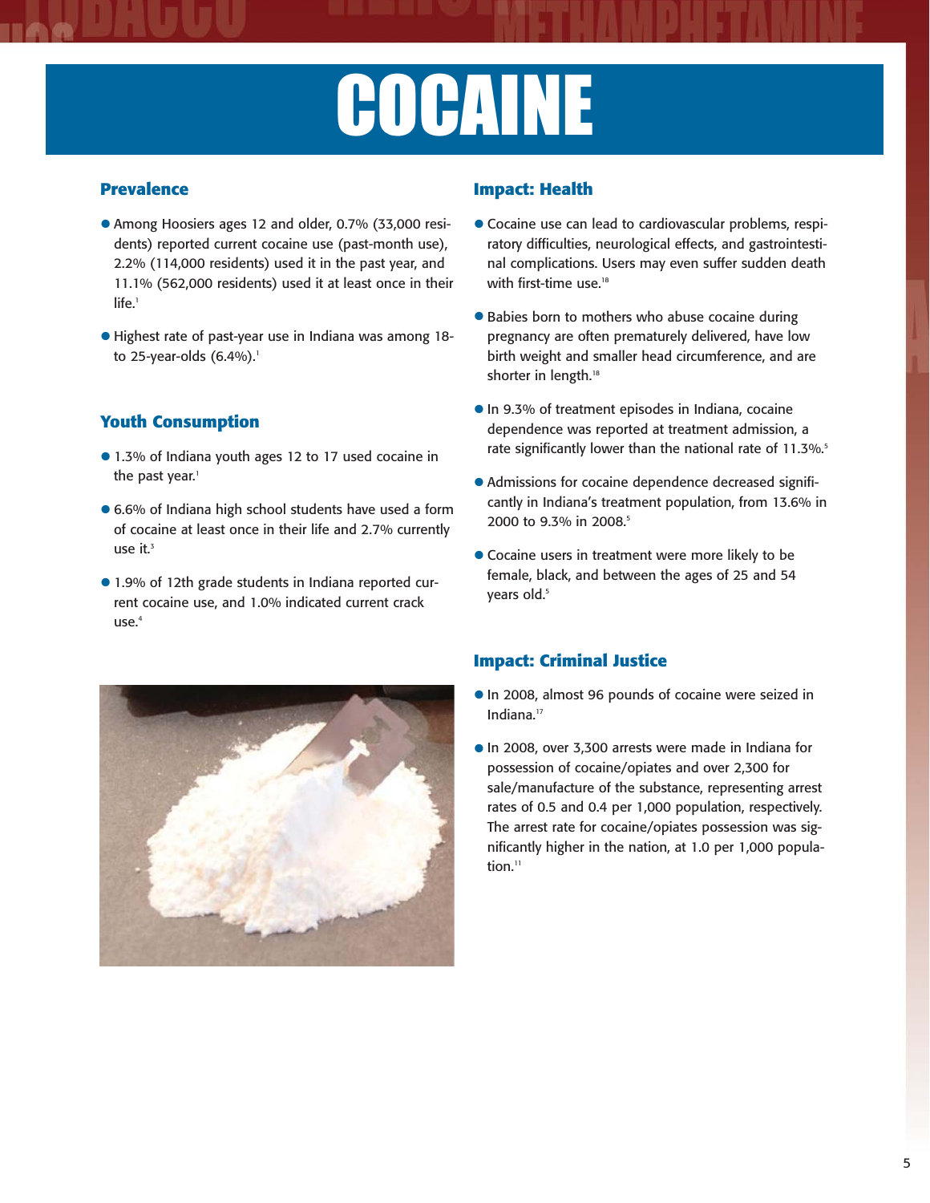# COCAINE

## Prevalence

- Among Hoosiers ages 12 and older, 0.7% (33,000 residents) reported current cocaine use (past-month use), 2.2% (114,000 residents) used it in the past year, and 11.1% (562,000 residents) used it at least once in their life.[1]
- Highest rate of past-year use in Indiana was among 18- to 25-year-olds (6.4%).[1]

## Youth Consumption

- 1.3% of Indiana youth ages 12 to 17 used cocaine in the past year.[1]
- 6.6% of Indiana high school students have used a form of cocaine at least once in their life and 2.7% currently use it.[3]
- 1.9% of 12th grade students in Indiana reported current cocaine use, and 1.0% indicated current crack use.[4]

## Impact: Health

- Cocaine use can lead to cardiovascular problems, respiratory difficulties, neurological effects, and gastrointestinal complications. Users may even suffer sudden death with first-time use.[18]
- Babies born to mothers who abuse cocaine during pregnancy are often prematurely delivered, have low birth weight and smaller head circumference, and are shorter in length.[18]
- In 9.3% of treatment episodes in Indiana, cocaine dependence was reported at treatment admission, a rate significantly lower than the national rate of 11.3%.[5]
- Admissions for cocaine dependence decreased significantly in Indiana's treatment population, from 13.6% in 2000 to 9.3% in 2008.[5]
- Cocaine users in treatment were more likely to be female, black, and between the ages of 25 and 54 years old.[5]

## Impact: Criminal Justice

- In 2008, almost 96 pounds of cocaine were seized in Indiana.[17]
- In 2008, over 3,300 arrests were made in Indiana for possession of cocaine/opiates and over 2,300 for sale/manufacture of the substance, representing arrest rates of 0.5 and 0.4 per 1,000 population, respectively. The arrest rate for cocaine/opiates possession was significantly higher in the nation, at 1.0 per 1,000 population.[11]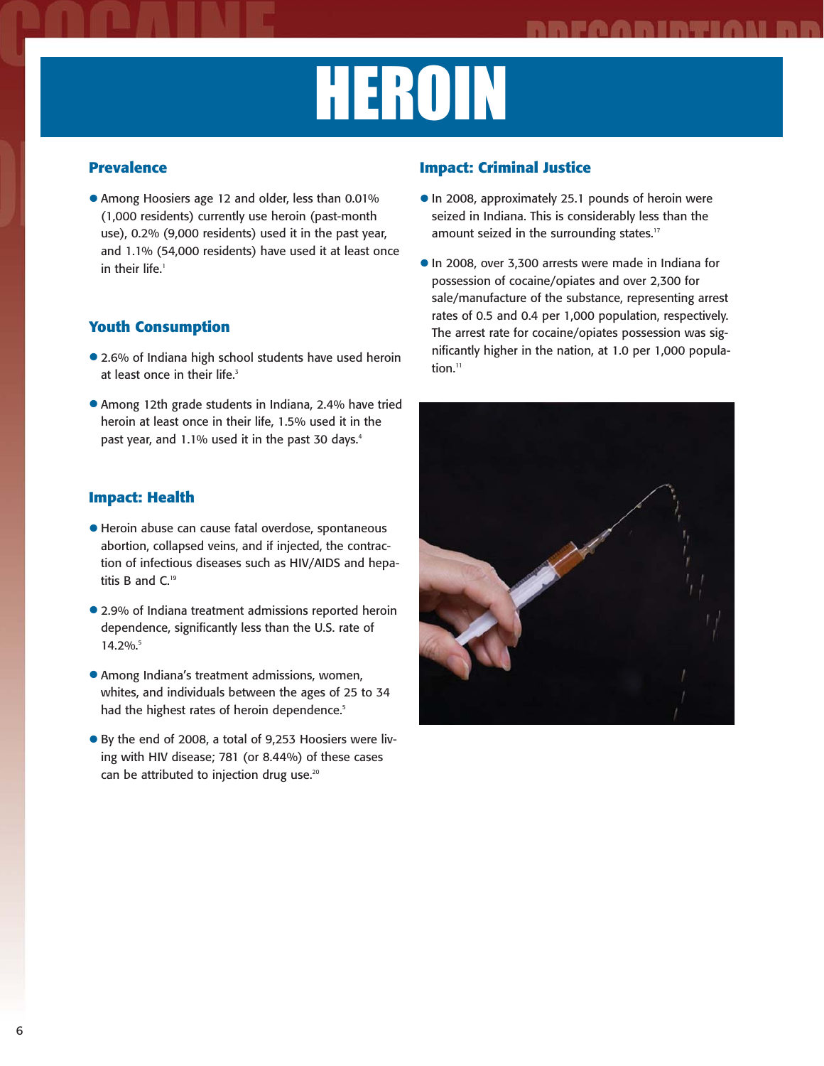# HEROIN

## Prevalence

- Among Hoosiers age 12 and older, less than 0.01% (1,000 residents) currently use heroin (past-month use), 0.2% (9,000 residents) used it in the past year, and 1.1% (54,000 residents) have used it at least once in their life.[1]

## Youth Consumption

- 2.6% of Indiana high school students have used heroin at least once in their life.[3]
- Among 12th grade students in Indiana, 2.4% have tried heroin at least once in their life, 1.5% used it in the past year, and 1.1% used it in the past 30 days.[4]

## Impact: Health

- Heroin abuse can cause fatal overdose, spontaneous abortion, collapsed veins, and if injected, the contraction of infectious diseases such as HIV/AIDS and hepatitis B and C.[19]
- 2.9% of Indiana treatment admissions reported heroin dependence, significantly less than the U.S. rate of 14.2%.[5]
- Among Indiana's treatment admissions, women, whites, and individuals between the ages of 25 to 34 had the highest rates of heroin dependence.[5]
- By the end of 2008, a total of 9,253 Hoosiers were living with HIV disease; 781 (or 8.44%) of these cases can be attributed to injection drug use.[20]

## Impact: Criminal Justice

- In 2008, approximately 25.1 pounds of heroin were seized in Indiana. This is considerably less than the amount seized in the surrounding states.[17]
- In 2008, over 3,300 arrests were made in Indiana for possession of cocaine/opiates and over 2,300 for sale/manufacture of the substance, representing arrest rates of 0.5 and 0.4 per 1,000 population, respectively. The arrest rate for cocaine/opiates possession was significantly higher in the nation, at 1.0 per 1,000 population.[11]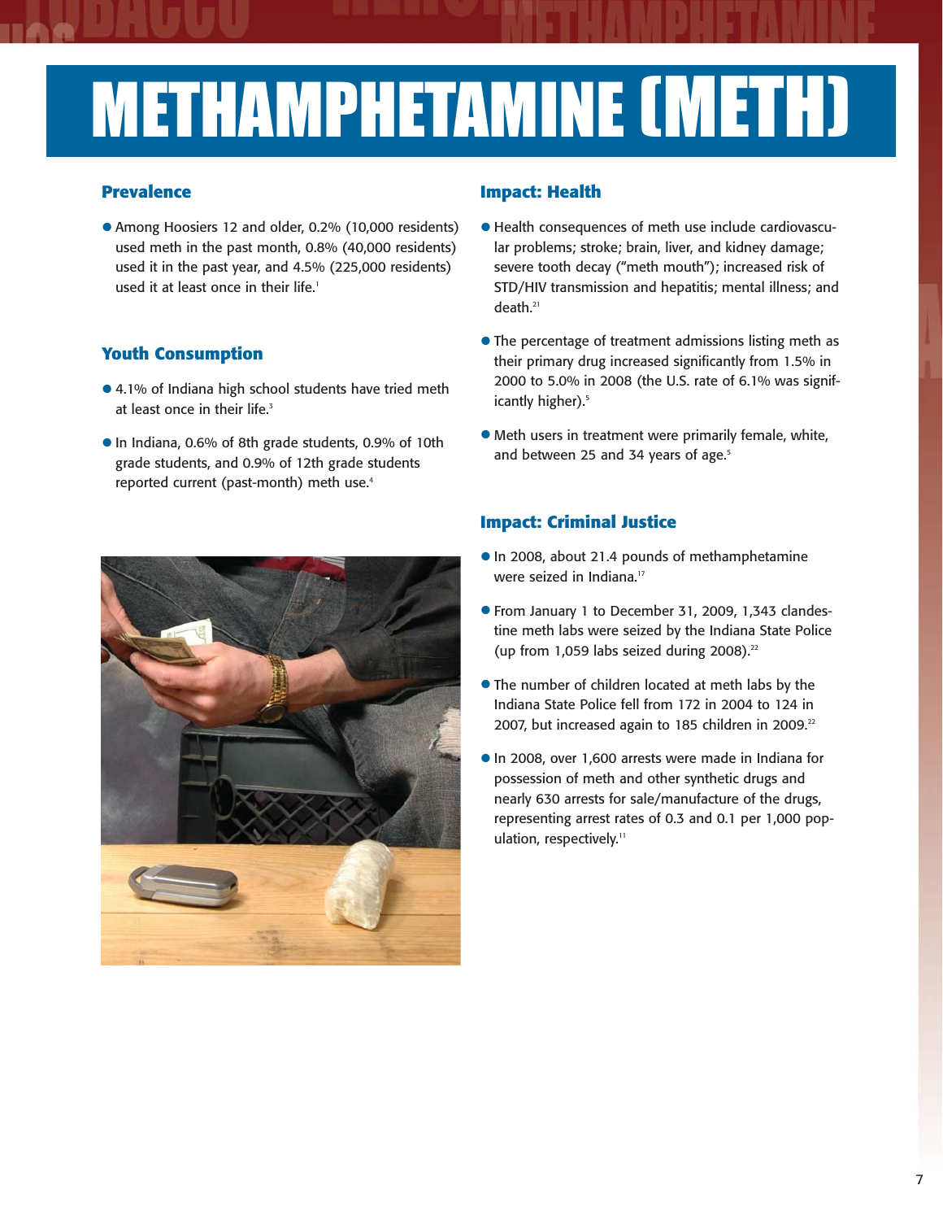# METHAMPHETAMINE (METH)

## Prevalence

- Among Hoosiers 12 and older, 0.2% (10,000 residents) used meth in the past month, 0.8% (40,000 residents) used it in the past year, and 4.5% (225,000 residents) used it at least once in their life.[1]

## Youth Consumption

- 4.1% of Indiana high school students have tried meth at least once in their life.[3]
- In Indiana, 0.6% of 8th grade students, 0.9% of 10th grade students, and 0.9% of 12th grade students reported current (past-month) meth use.[4]

## Impact: Health

- Health consequences of meth use include cardiovascular problems; stroke; brain, liver, and kidney damage; severe tooth decay ("meth mouth"); increased risk of STD/HIV transmission and hepatitis; mental illness; and death.[21]
- The percentage of treatment admissions listing meth as their primary drug increased significantly from 1.5% in 2000 to 5.0% in 2008 (the U.S. rate of 6.1% was significantly higher).[5]
- Meth users in treatment were primarily female, white, and between 25 and 34 years of age.[5]

## Impact: Criminal Justice

- In 2008, about 21.4 pounds of methamphetamine were seized in Indiana.[17]
- From January 1 to December 31, 2009, 1,343 clandestine meth labs were seized by the Indiana State Police (up from 1,059 labs seized during 2008).[22]
- The number of children located at meth labs by the Indiana State Police fell from 172 in 2004 to 124 in 2007, but increased again to 185 children in 2009.[22]
- In 2008, over 1,600 arrests were made in Indiana for possession of meth and other synthetic drugs and nearly 630 arrests for sale/manufacture of the drugs, representing arrest rates of 0.3 and 0.1 per 1,000 population, respectively.[11]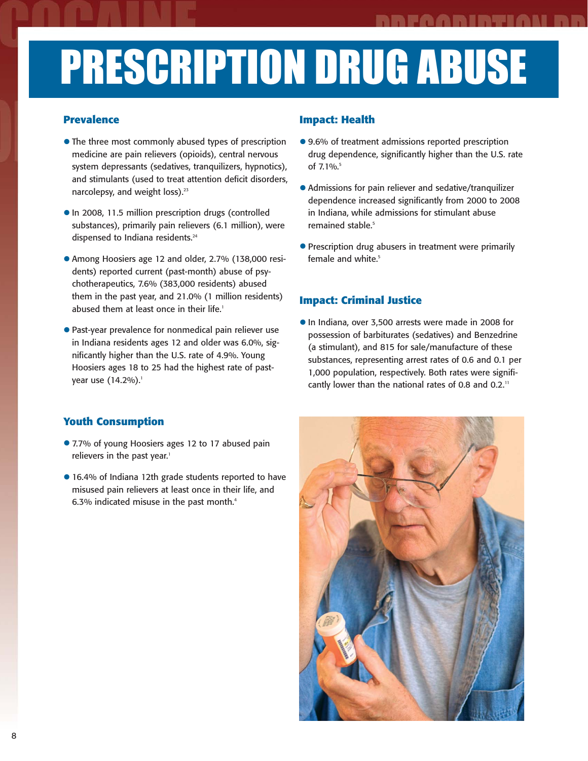# PRESCRIPTION DRUG ABUSE

## Prevalence

- The three most commonly abused types of prescription medicine are pain relievers (opioids), central nervous system depressants (sedatives, tranquilizers, hypnotics), and stimulants (used to treat attention deficit disorders, narcolepsy, and weight loss).[23]
- In 2008, 11.5 million prescription drugs (controlled substances), primarily pain relievers (6.1 million), were dispensed to Indiana residents.[24]
- Among Hoosiers age 12 and older, 2.7% (138,000 residents) reported current (past-month) abuse of psychotherapeutics, 7.6% (383,000 residents) abused them in the past year, and 21.0% (1 million residents) abused them at least once in their life.[1]
- Past-year prevalence for nonmedical pain reliever use in Indiana residents ages 12 and older was 6.0%, significantly higher than the U.S. rate of 4.9%. Young Hoosiers ages 18 to 25 had the highest rate of past-year use (14.2%).[1]

## Youth Consumption

- 7.7% of young Hoosiers ages 12 to 17 abused pain relievers in the past year.[1]
- 16.4% of Indiana 12th grade students reported to have misused pain relievers at least once in their life, and 6.3% indicated misuse in the past month.[4]

## Impact: Health

- 9.6% of treatment admissions reported prescription drug dependence, significantly higher than the U.S. rate of 7.1%.[5]
- Admissions for pain reliever and sedative/tranquilizer dependence increased significantly from 2000 to 2008 in Indiana, while admissions for stimulant abuse remained stable.[5]
- Prescription drug abusers in treatment were primarily female and white.[5]

## Impact: Criminal Justice

- In Indiana, over 3,500 arrests were made in 2008 for possession of barbiturates (sedatives) and Benzedrine (a stimulant), and 815 for sale/manufacture of these substances, representing arrest rates of 0.6 and 0.1 per 1,000 population, respectively. Both rates were significantly lower than the national rates of 0.8 and 0.2.[11]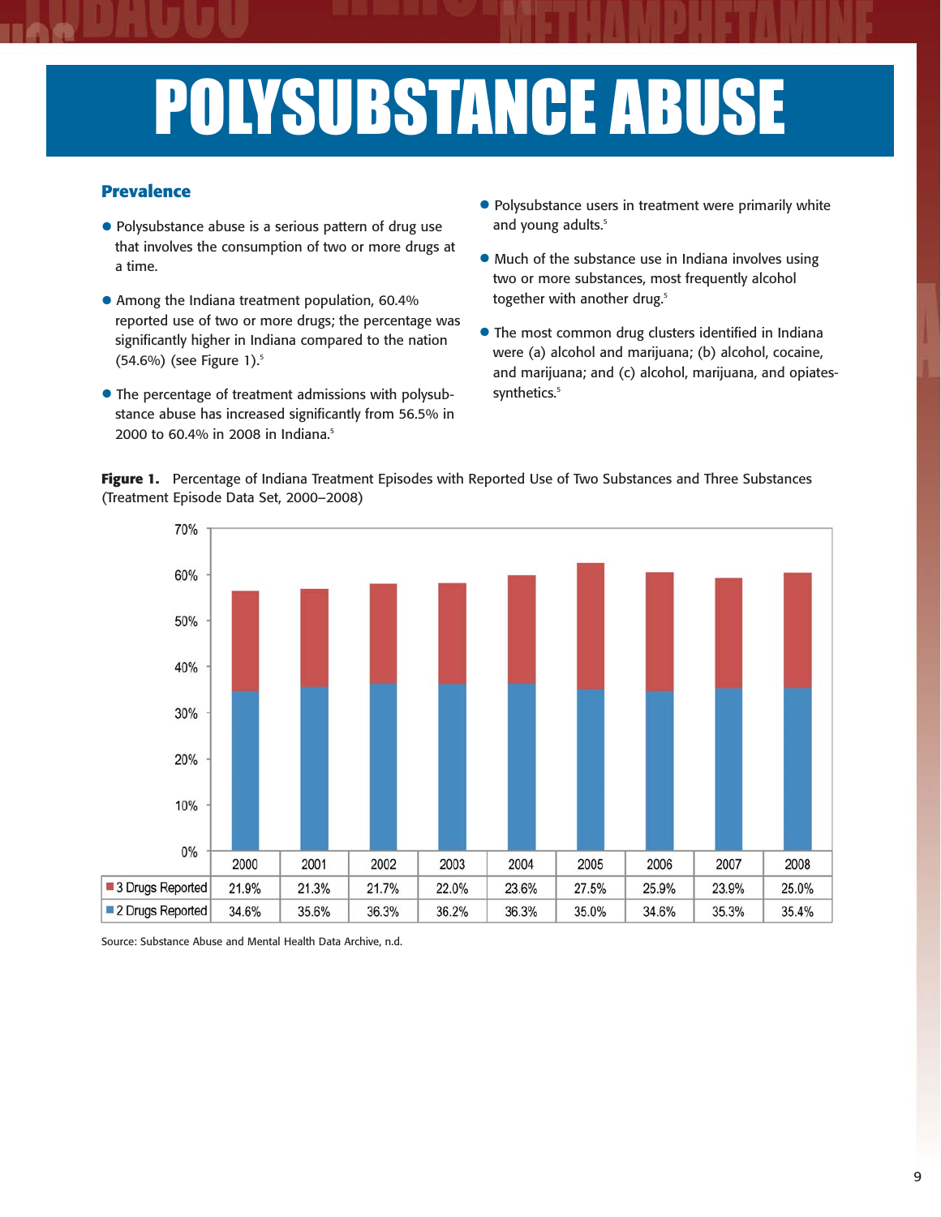# POLYSUBSTANCE ABUSE

## Prevalence

- Polysubstance abuse is a serious pattern of drug use that involves the consumption of two or more drugs at a time.
- Among the Indiana treatment population, 60.4% reported use of two or more drugs; the percentage was significantly higher in Indiana compared to the nation (54.6%) (see Figure 1).[5]
- The percentage of treatment admissions with polysubstance abuse has increased significantly from 56.5% in 2000 to 60.4% in 2008 in Indiana.[5]
- Polysubstance users in treatment were primarily white and young adults.[5]
- Much of the substance use in Indiana involves using two or more substances, most frequently alcohol together with another drug.[5]
- The most common drug clusters identified in Indiana were (a) alcohol and marijuana; (b) alcohol, cocaine, and marijuana; and (c) alcohol, marijuana, and opiates-synthetics.[5]

**Figure 1.** Percentage of Indiana Treatment Episodes with Reported Use of Two Substances and Three Substances (Treatment Episode Data Set, 2000–2008)

| | 2000 | 2001 | 2002 | 2003 | 2004 | 2005 | 2006 | 2007 | 2008 |
|---|---|---|---|---|---|---|---|---|---|
| 3 Drugs Reported | 21.9% | 21.3% | 21.7% | 22.0% | 23.6% | 27.5% | 25.9% | 23.9% | 25.0% |
| 2 Drugs Reported | 34.6% | 35.6% | 36.3% | 36.2% | 36.3% | 35.0% | 34.6% | 35.3% | 35.4% |

Source: Substance Abuse and Mental Health Data Archive, n.d.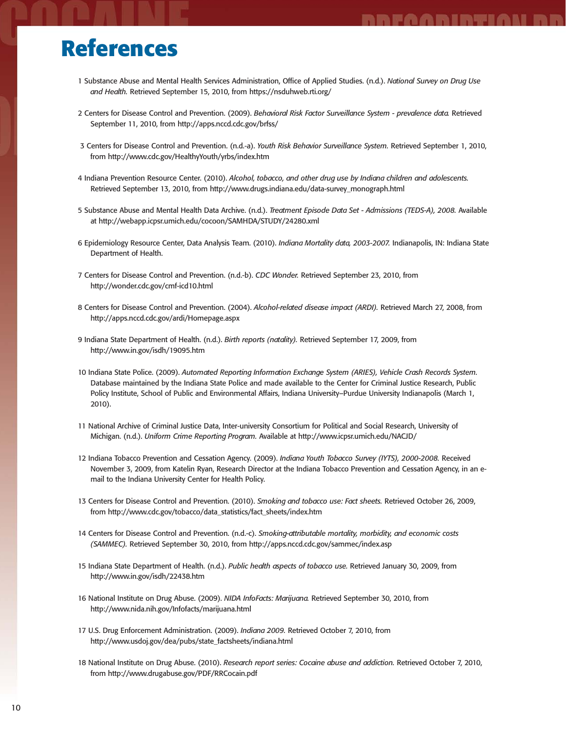# References

1 Substance Abuse and Mental Health Services Administration, Office of Applied Studies. (n.d.). *National Survey on Drug Use and Health.* Retrieved September 15, 2010, from https://nsduhweb.rti.org/

2 Centers for Disease Control and Prevention. (2009). *Behavioral Risk Factor Surveillance System - prevalence data.* Retrieved September 11, 2010, from http://apps.nccd.cdc.gov/brfss/

3 Centers for Disease Control and Prevention. (n.d.-a). *Youth Risk Behavior Surveillance System.* Retrieved September 1, 2010, from http://www.cdc.gov/HealthyYouth/yrbs/index.htm

4 Indiana Prevention Resource Center. (2010). *Alcohol, tobacco, and other drug use by Indiana children and adolescents.* Retrieved September 13, 2010, from http://www.drugs.indiana.edu/data-survey_monograph.html

5 Substance Abuse and Mental Health Data Archive. (n.d.). *Treatment Episode Data Set - Admissions (TEDS-A), 2008.* Available at http://webapp.icpsr.umich.edu/cocoon/SAMHDA/STUDY/24280.xml

6 Epidemiology Resource Center, Data Analysis Team. (2010). *Indiana Mortality data, 2003-2007.* Indianapolis, IN: Indiana State Department of Health.

7 Centers for Disease Control and Prevention. (n.d.-b). *CDC Wonder.* Retrieved September 23, 2010, from http://wonder.cdc.gov/cmf-icd10.html

8 Centers for Disease Control and Prevention. (2004). *Alcohol-related disease impact (ARDI).* Retrieved March 27, 2008, from http://apps.nccd.cdc.gov/ardi/Homepage.aspx

9 Indiana State Department of Health. (n.d.). *Birth reports (natality).* Retrieved September 17, 2009, from http://www.in.gov/isdh/19095.htm

10 Indiana State Police. (2009). *Automated Reporting Information Exchange System (ARIES), Vehicle Crash Records System.* Database maintained by the Indiana State Police and made available to the Center for Criminal Justice Research, Public Policy Institute, School of Public and Environmental Affairs, Indiana University–Purdue University Indianapolis (March 1, 2010).

11 National Archive of Criminal Justice Data, Inter-university Consortium for Political and Social Research, University of Michigan. (n.d.). *Uniform Crime Reporting Program.* Available at http://www.icpsr.umich.edu/NACJD/

12 Indiana Tobacco Prevention and Cessation Agency. (2009). *Indiana Youth Tobacco Survey (IYTS), 2000-2008.* Received November 3, 2009, from Katelin Ryan, Research Director at the Indiana Tobacco Prevention and Cessation Agency, in an e-mail to the Indiana University Center for Health Policy.

13 Centers for Disease Control and Prevention. (2010). *Smoking and tobacco use: Fact sheets.* Retrieved October 26, 2009, from http://www.cdc.gov/tobacco/data_statistics/fact_sheets/index.htm

14 Centers for Disease Control and Prevention. (n.d.-c). *Smoking-attributable mortality, morbidity, and economic costs (SAMMEC).* Retrieved September 30, 2010, from http://apps.nccd.cdc.gov/sammec/index.asp

15 Indiana State Department of Health. (n.d.). *Public health aspects of tobacco use.* Retrieved January 30, 2009, from http://www.in.gov/isdh/22438.htm

16 National Institute on Drug Abuse. (2009). *NIDA InfoFacts: Marijuana.* Retrieved September 30, 2010, from http://www.nida.nih.gov/Infofacts/marijuana.html

17 U.S. Drug Enforcement Administration. (2009). *Indiana 2009.* Retrieved October 7, 2010, from http://www.usdoj.gov/dea/pubs/state_factsheets/indiana.html

18 National Institute on Drug Abuse. (2010). *Research report series: Cocaine abuse and addiction.* Retrieved October 7, 2010, from http://www.drugabuse.gov/PDF/RRCocain.pdf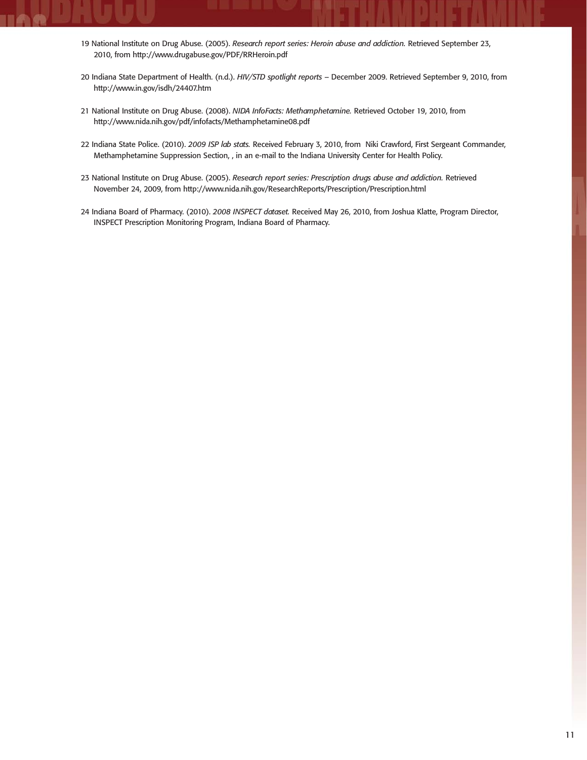19 National Institute on Drug Abuse. (2005). *Research report series: Heroin abuse and addiction.* Retrieved September 23, 2010, from http://www.drugabuse.gov/PDF/RRHeroin.pdf

20 Indiana State Department of Health. (n.d.). *HIV/STD spotlight reports* – December 2009. Retrieved September 9, 2010, from http://www.in.gov/isdh/24407.htm

21 National Institute on Drug Abuse. (2008). *NIDA InfoFacts: Methamphetamine.* Retrieved October 19, 2010, from http://www.nida.nih.gov/pdf/infofacts/Methamphetamine08.pdf

22 Indiana State Police. (2010). *2009 ISP lab stats.* Received February 3, 2010, from Niki Crawford, First Sergeant Commander, Methamphetamine Suppression Section, , in an e-mail to the Indiana University Center for Health Policy.

23 National Institute on Drug Abuse. (2005). *Research report series: Prescription drugs abuse and addiction.* Retrieved November 24, 2009, from http://www.nida.nih.gov/ResearchReports/Prescription/Prescription.html

24 Indiana Board of Pharmacy. (2010). *2008 INSPECT dataset.* Received May 26, 2010, from Joshua Klatte, Program Director, INSPECT Prescription Monitoring Program, Indiana Board of Pharmacy.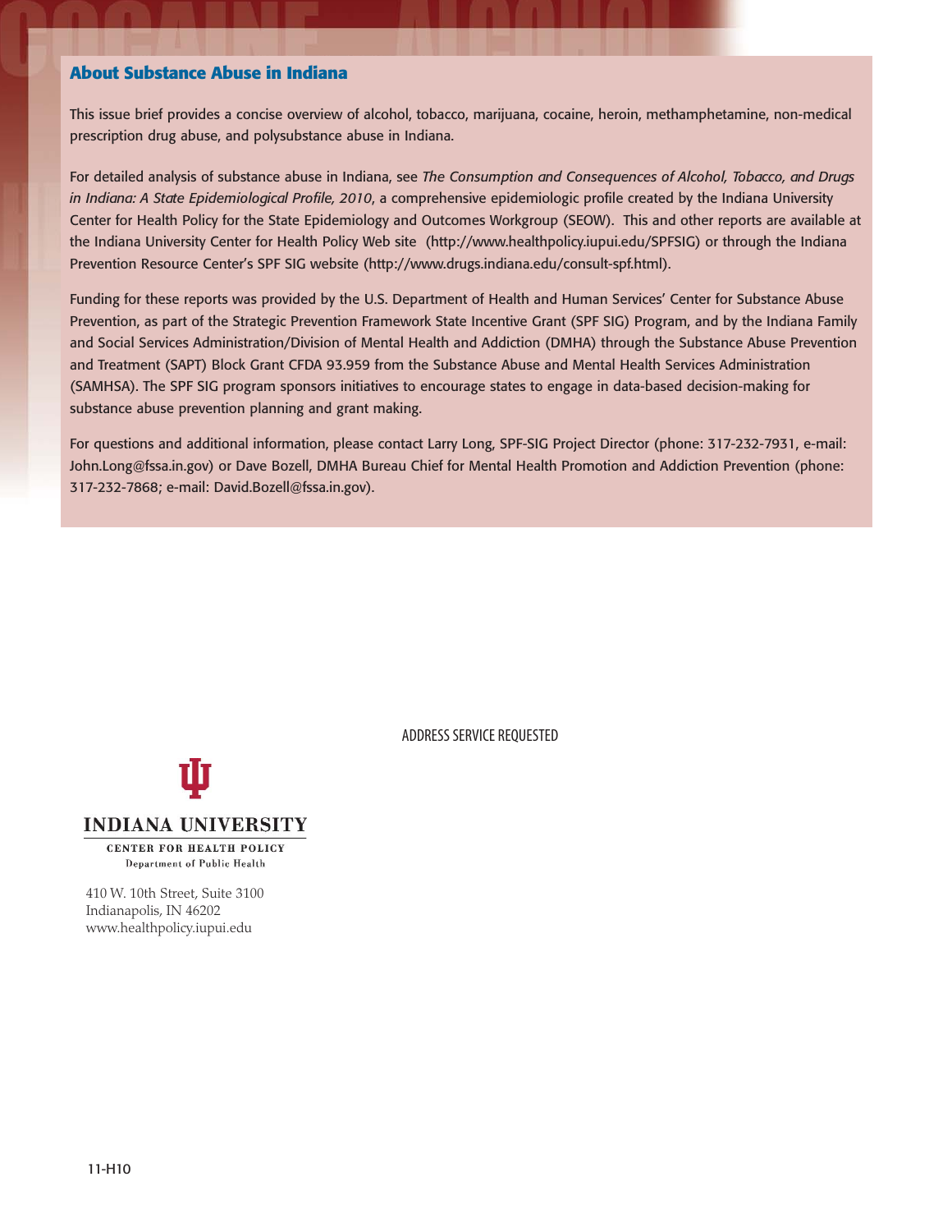## About Substance Abuse in Indiana

This issue brief provides a concise overview of alcohol, tobacco, marijuana, cocaine, heroin, methamphetamine, non-medical prescription drug abuse, and polysubstance abuse in Indiana.

For detailed analysis of substance abuse in Indiana, see *The Consumption and Consequences of Alcohol, Tobacco, and Drugs in Indiana: A State Epidemiological Profile, 2010*, a comprehensive epidemiologic profile created by the Indiana University Center for Health Policy for the State Epidemiology and Outcomes Workgroup (SEOW). This and other reports are available at the Indiana University Center for Health Policy Web site (http://www.healthpolicy.iupui.edu/SPFSIG) or through the Indiana Prevention Resource Center's SPF SIG website (http://www.drugs.indiana.edu/consult-spf.html).

Funding for these reports was provided by the U.S. Department of Health and Human Services' Center for Substance Abuse Prevention, as part of the Strategic Prevention Framework State Incentive Grant (SPF SIG) Program, and by the Indiana Family and Social Services Administration/Division of Mental Health and Addiction (DMHA) through the Substance Abuse Prevention and Treatment (SAPT) Block Grant CFDA 93.959 from the Substance Abuse and Mental Health Services Administration (SAMHSA). The SPF SIG program sponsors initiatives to encourage states to engage in data-based decision-making for substance abuse prevention planning and grant making.

For questions and additional information, please contact Larry Long, SPF-SIG Project Director (phone: 317-232-7931, e-mail: John.Long@fssa.in.gov) or Dave Bozell, DMHA Bureau Chief for Mental Health Promotion and Addiction Prevention (phone: 317-232-7868; e-mail: David.Bozell@fssa.in.gov).

ADDRESS SERVICE REQUESTED

INDIANA UNIVERSITY
CENTER FOR HEALTH POLICY
Department of Public Health

410 W. 10th Street, Suite 3100
Indianapolis, IN 46202
www.healthpolicy.iupui.edu

11-H10